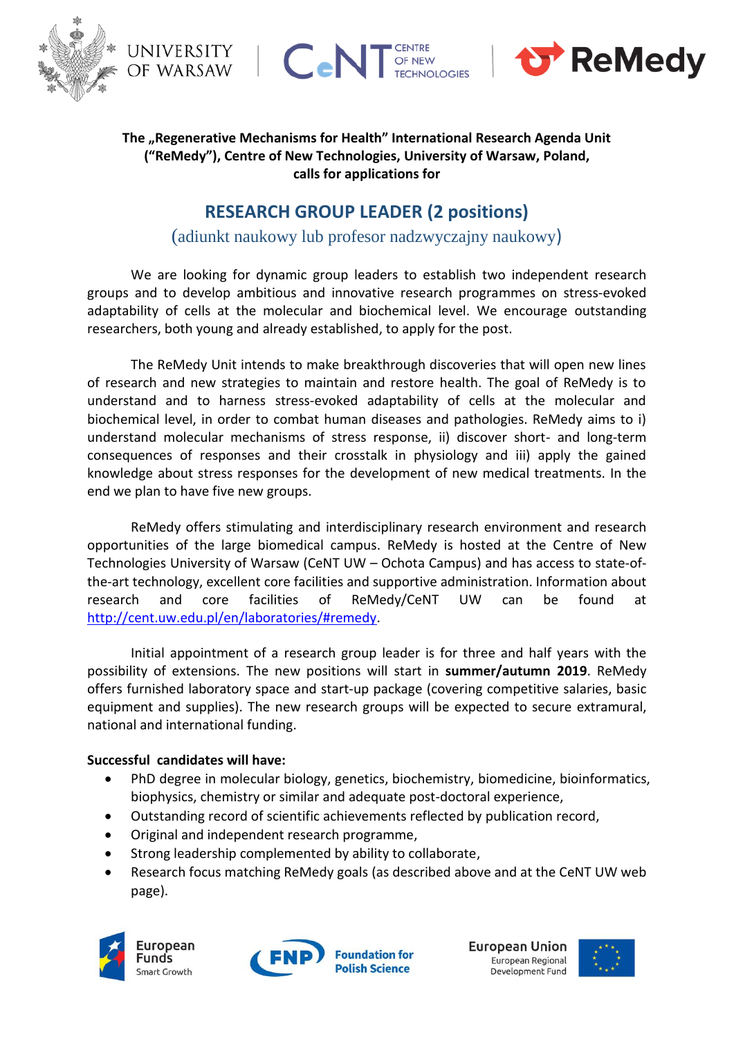The „Regenerative Mechanisms for Health" International Research Agenda Unit ("ReMedy"), Centre of New Technologies, University of Warsaw, Poland, calls for applications for

# RESEARCH GROUP LEADER (2 positions)

(adiunkt naukowy lub profesor nadzwyczajny naukowy)

We are looking for dynamic group leaders to establish two independent research groups and to develop ambitious and innovative research programmes on stress-evoked adaptability of cells at the molecular and biochemical level. We encourage outstanding researchers, both young and already established, to apply for the post.

The ReMedy Unit intends to make breakthrough discoveries that will open new lines of research and new strategies to maintain and restore health. The goal of ReMedy is to understand and to harness stress-evoked adaptability of cells at the molecular and biochemical level, in order to combat human diseases and pathologies. ReMedy aims to i) understand molecular mechanisms of stress response, ii) discover short- and long-term consequences of responses and their crosstalk in physiology and iii) apply the gained knowledge about stress responses for the development of new medical treatments. In the end we plan to have five new groups.

ReMedy offers stimulating and interdisciplinary research environment and research opportunities of the large biomedical campus. ReMedy is hosted at the Centre of New Technologies University of Warsaw (CeNT UW – Ochota Campus) and has access to state-of-the-art technology, excellent core facilities and supportive administration. Information about research and core facilities of ReMedy/CeNT UW can be found at http://cent.uw.edu.pl/en/laboratories/#remedy.

Initial appointment of a research group leader is for three and half years with the possibility of extensions. The new positions will start in **summer/autumn 2019**. ReMedy offers furnished laboratory space and start-up package (covering competitive salaries, basic equipment and supplies). The new research groups will be expected to secure extramural, national and international funding.

**Successful candidates will have:**

- PhD degree in molecular biology, genetics, biochemistry, biomedicine, bioinformatics, biophysics, chemistry or similar and adequate post-doctoral experience,
- Outstanding record of scientific achievements reflected by publication record,
- Original and independent research programme,
- Strong leadership complemented by ability to collaborate,
- Research focus matching ReMedy goals (as described above and at the CeNT UW web page).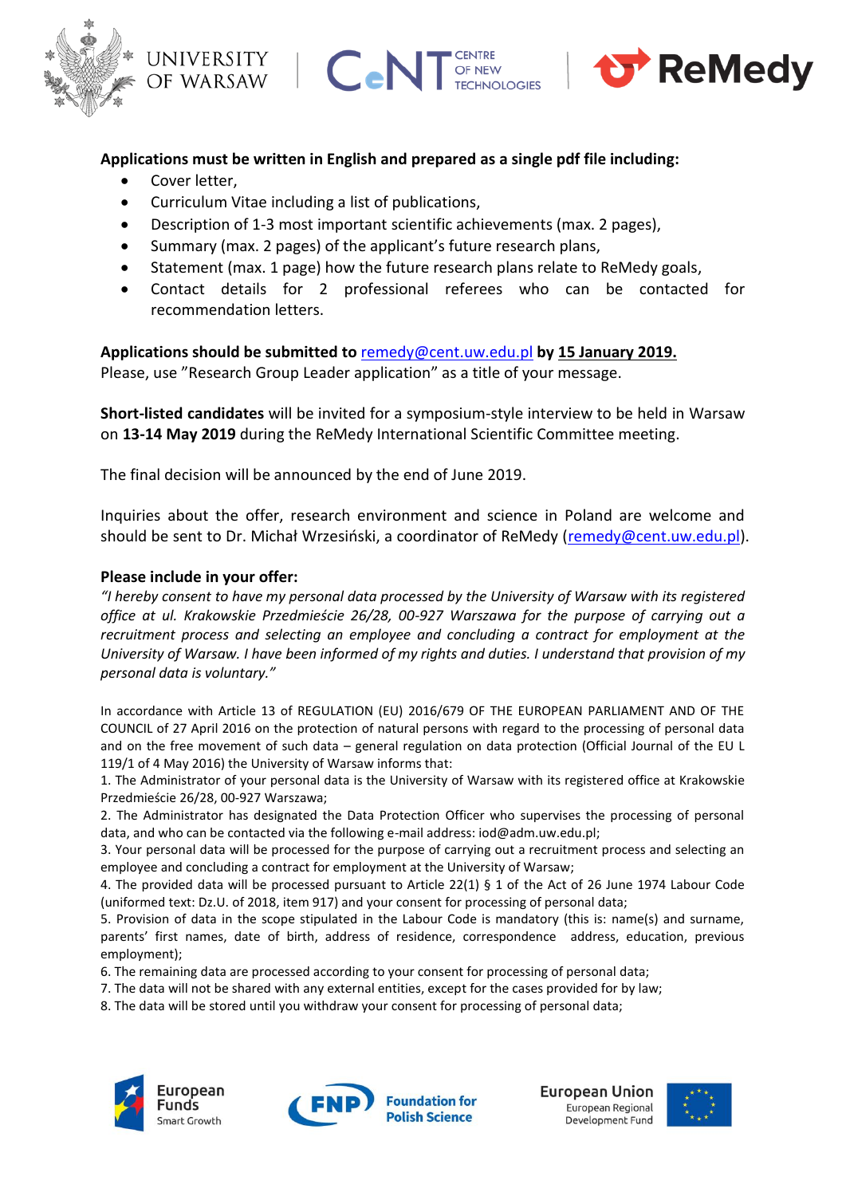**Applications must be written in English and prepared as a single pdf file including:**

- Cover letter,
- Curriculum Vitae including a list of publications,
- Description of 1-3 most important scientific achievements (max. 2 pages),
- Summary (max. 2 pages) of the applicant's future research plans,
- Statement (max. 1 page) how the future research plans relate to ReMedy goals,
- Contact details for 2 professional referees who can be contacted for recommendation letters.

**Applications should be submitted to** remedy@cent.uw.edu.pl **by 15 January 2019.**
Please, use "Research Group Leader application" as a title of your message.

**Short-listed candidates** will be invited for a symposium-style interview to be held in Warsaw on **13-14 May 2019** during the ReMedy International Scientific Committee meeting.

The final decision will be announced by the end of June 2019.

Inquiries about the offer, research environment and science in Poland are welcome and should be sent to Dr. Michał Wrzesiński, a coordinator of ReMedy (remedy@cent.uw.edu.pl).

**Please include in your offer:**

*"I hereby consent to have my personal data processed by the University of Warsaw with its registered office at ul. Krakowskie Przedmieście 26/28, 00-927 Warszawa for the purpose of carrying out a recruitment process and selecting an employee and concluding a contract for employment at the University of Warsaw. I have been informed of my rights and duties. I understand that provision of my personal data is voluntary."*

In accordance with Article 13 of REGULATION (EU) 2016/679 OF THE EUROPEAN PARLIAMENT AND OF THE COUNCIL of 27 April 2016 on the protection of natural persons with regard to the processing of personal data and on the free movement of such data – general regulation on data protection (Official Journal of the EU L 119/1 of 4 May 2016) the University of Warsaw informs that:

1. The Administrator of your personal data is the University of Warsaw with its registered office at Krakowskie Przedmieście 26/28, 00-927 Warszawa;
2. The Administrator has designated the Data Protection Officer who supervises the processing of personal data, and who can be contacted via the following e-mail address: iod@adm.uw.edu.pl;
3. Your personal data will be processed for the purpose of carrying out a recruitment process and selecting an employee and concluding a contract for employment at the University of Warsaw;
4. The provided data will be processed pursuant to Article 22(1) § 1 of the Act of 26 June 1974 Labour Code (uniformed text: Dz.U. of 2018, item 917) and your consent for processing of personal data;
5. Provision of data in the scope stipulated in the Labour Code is mandatory (this is: name(s) and surname, parents' first names, date of birth, address of residence, correspondence address, education, previous employment);
6. The remaining data are processed according to your consent for processing of personal data;
7. The data will not be shared with any external entities, except for the cases provided for by law;
8. The data will be stored until you withdraw your consent for processing of personal data;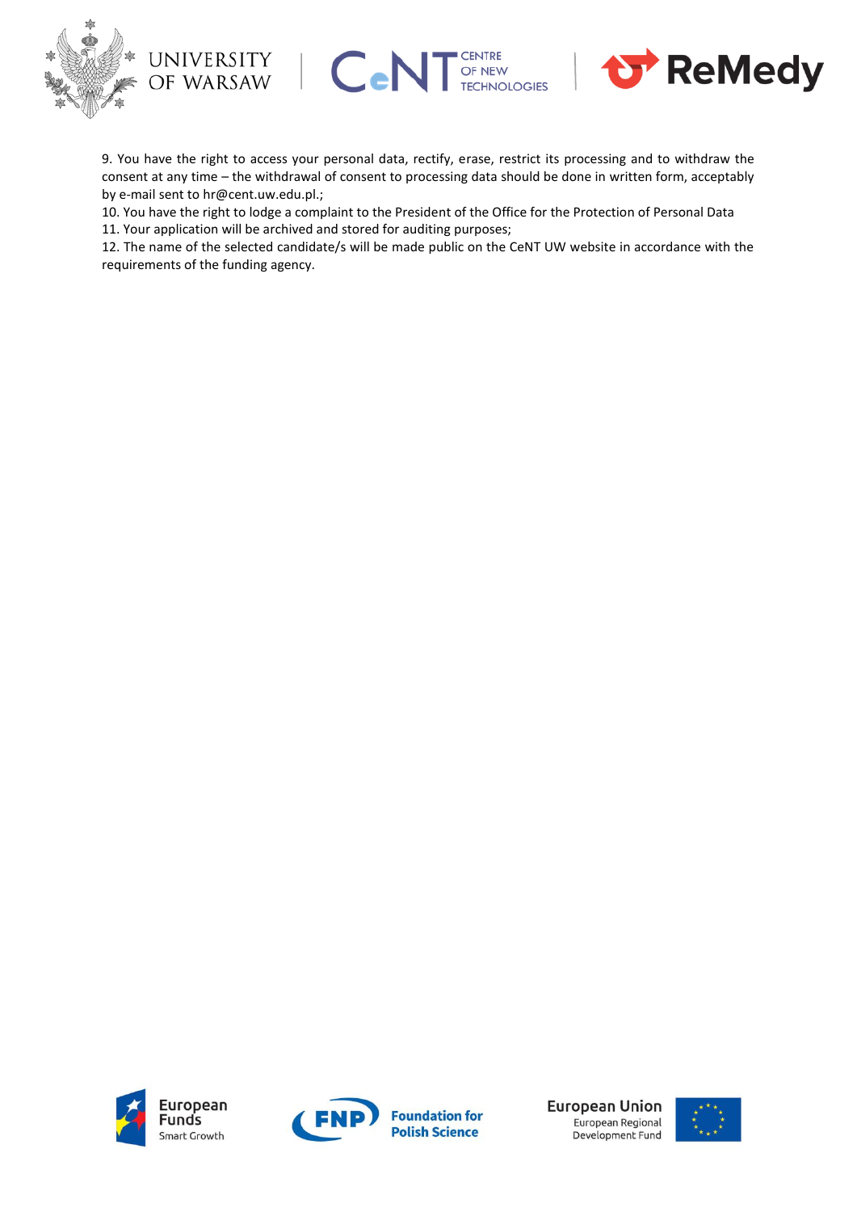9. You have the right to access your personal data, rectify, erase, restrict its processing and to withdraw the consent at any time – the withdrawal of consent to processing data should be done in written form, acceptably by e-mail sent to hr@cent.uw.edu.pl.;
10. You have the right to lodge a complaint to the President of the Office for the Protection of Personal Data
11. Your application will be archived and stored for auditing purposes;
12. The name of the selected candidate/s will be made public on the CeNT UW website in accordance with the requirements of the funding agency.